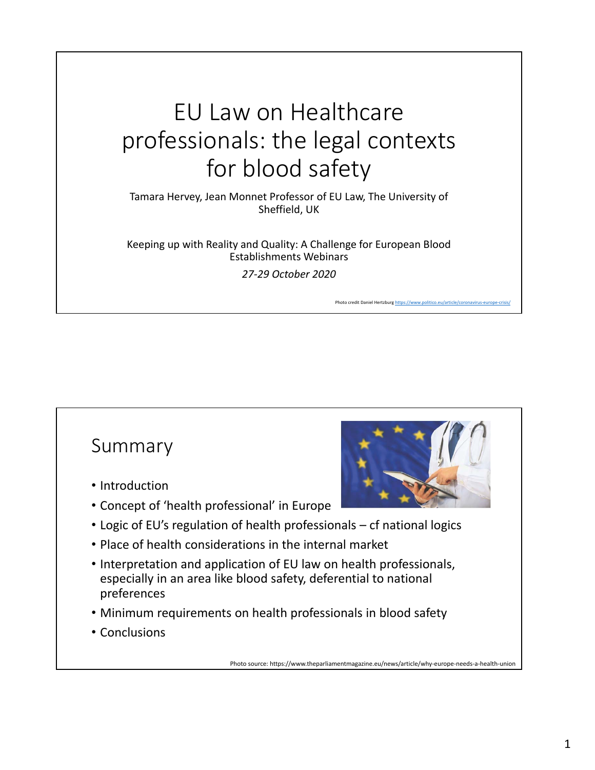# EU Law on Healthcare professionals: the legal contexts for blood safety

Tamara Hervey, Jean Monnet Professor of EU Law, The University of Sheffield, UK

Keeping up with Reality and Quality: A Challenge for European Blood Establishments Webinars

*27-29 October 2020*

Photo credit Daniel Hertzburg https://www.politico.eu/article/coronavirus-europe-crisis/

## Summary

- Introduction
- Concept of 'health professional' in Europe
- Logic of EU's regulation of health professionals – cf national logics
- Place of health considerations in the internal market
- Interpretation and application of EU law on health professionals, especially in an area like blood safety, deferential to national preferences
- Minimum requirements on health professionals in blood safety
- Conclusions

Photo source: https://www.theparliamentmagazine.eu/news/article/why-europe-needs-a-health-union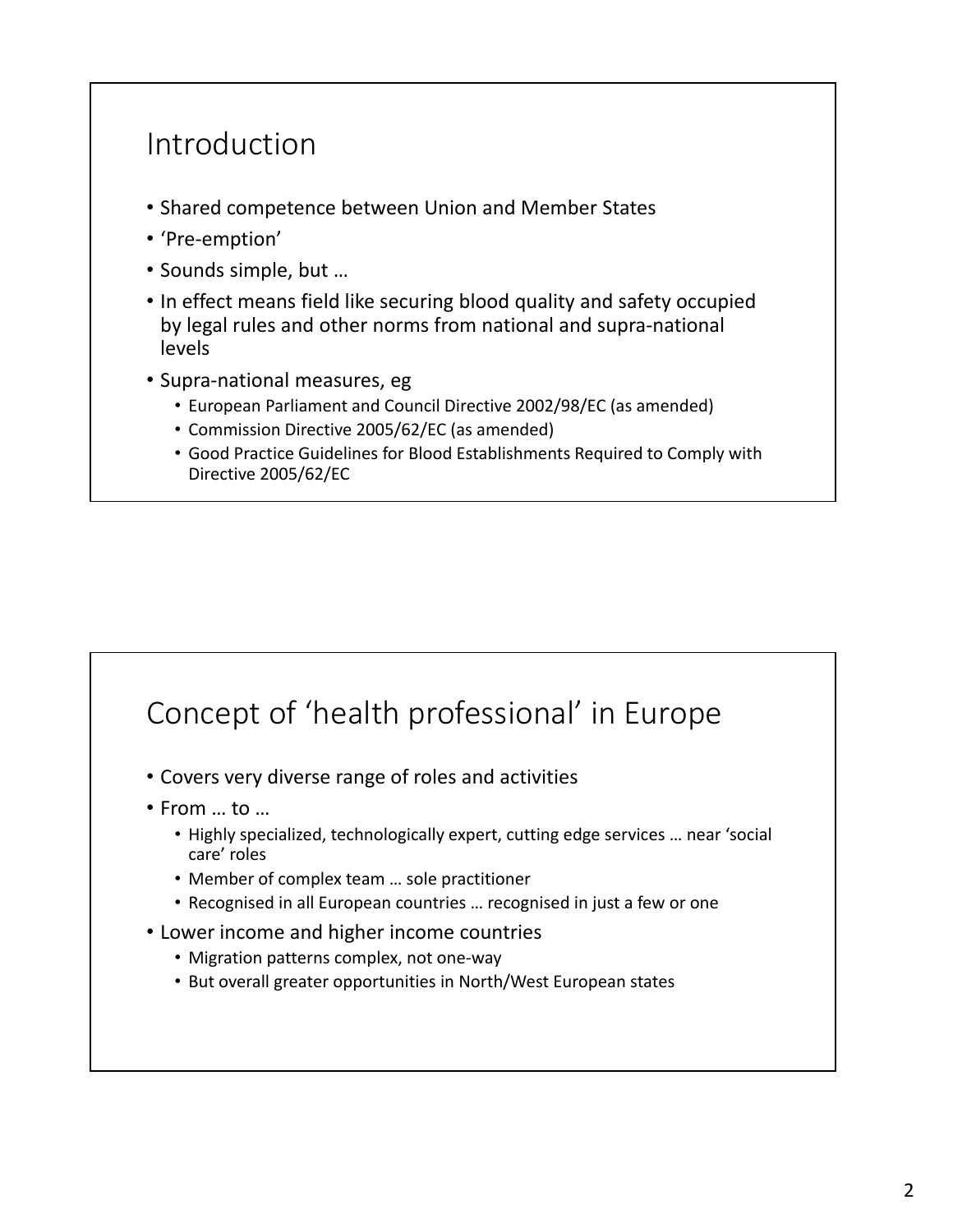## Introduction

- Shared competence between Union and Member States
- 'Pre-emption'
- Sounds simple, but …
- In effect means field like securing blood quality and safety occupied by legal rules and other norms from national and supra-national levels
- Supra-national measures, eg
  - European Parliament and Council Directive 2002/98/EC (as amended)
  - Commission Directive 2005/62/EC (as amended)
  - Good Practice Guidelines for Blood Establishments Required to Comply with Directive 2005/62/EC

## Concept of 'health professional' in Europe

- Covers very diverse range of roles and activities
- From … to …
  - Highly specialized, technologically expert, cutting edge services … near 'social care' roles
  - Member of complex team … sole practitioner
  - Recognised in all European countries … recognised in just a few or one
- Lower income and higher income countries
  - Migration patterns complex, not one-way
  - But overall greater opportunities in North/West European states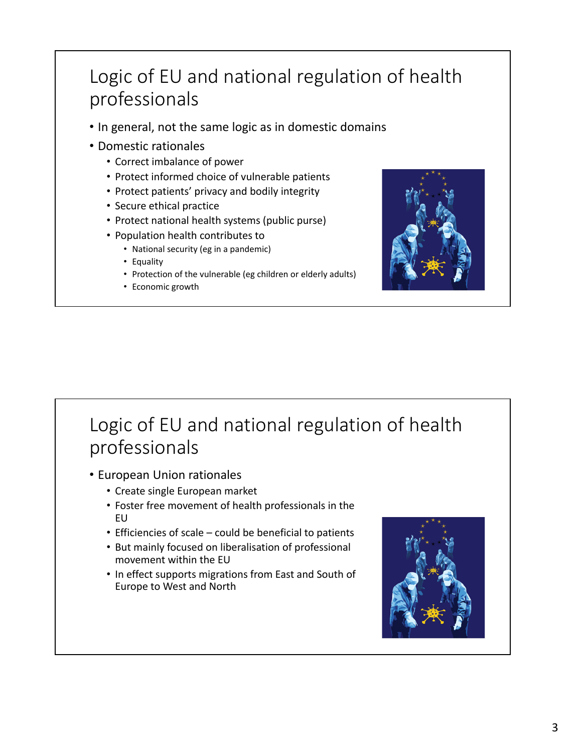## Logic of EU and national regulation of health professionals

- In general, not the same logic as in domestic domains
- Domestic rationales
  - Correct imbalance of power
  - Protect informed choice of vulnerable patients
  - Protect patients' privacy and bodily integrity
  - Secure ethical practice
  - Protect national health systems (public purse)
  - Population health contributes to
    - National security (eg in a pandemic)
    - Equality
    - Protection of the vulnerable (eg children or elderly adults)
    - Economic growth

## Logic of EU and national regulation of health professionals

- European Union rationales
  - Create single European market
  - Foster free movement of health professionals in the EU
  - Efficiencies of scale – could be beneficial to patients
  - But mainly focused on liberalisation of professional movement within the EU
  - In effect supports migrations from East and South of Europe to West and North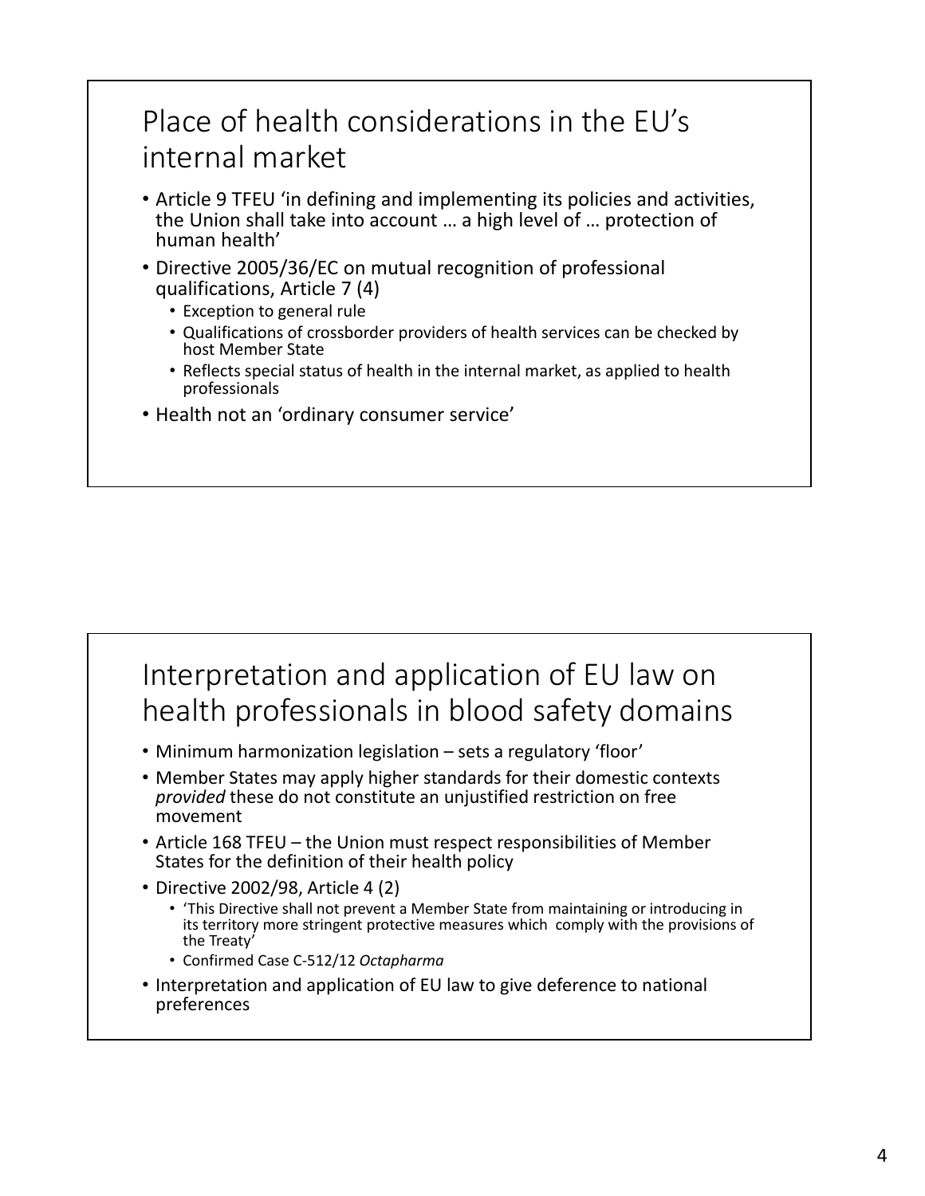## Place of health considerations in the EU's internal market

- Article 9 TFEU 'in defining and implementing its policies and activities, the Union shall take into account … a high level of … protection of human health'
- Directive 2005/36/EC on mutual recognition of professional qualifications, Article 7 (4)
  - Exception to general rule
  - Qualifications of crossborder providers of health services can be checked by host Member State
  - Reflects special status of health in the internal market, as applied to health professionals
- Health not an 'ordinary consumer service'

## Interpretation and application of EU law on health professionals in blood safety domains

- Minimum harmonization legislation – sets a regulatory 'floor'
- Member States may apply higher standards for their domestic contexts *provided* these do not constitute an unjustified restriction on free movement
- Article 168 TFEU – the Union must respect responsibilities of Member States for the definition of their health policy
- Directive 2002/98, Article 4 (2)
  - 'This Directive shall not prevent a Member State from maintaining or introducing in its territory more stringent protective measures which comply with the provisions of the Treaty'
  - Confirmed Case C-512/12 *Octapharma*
- Interpretation and application of EU law to give deference to national preferences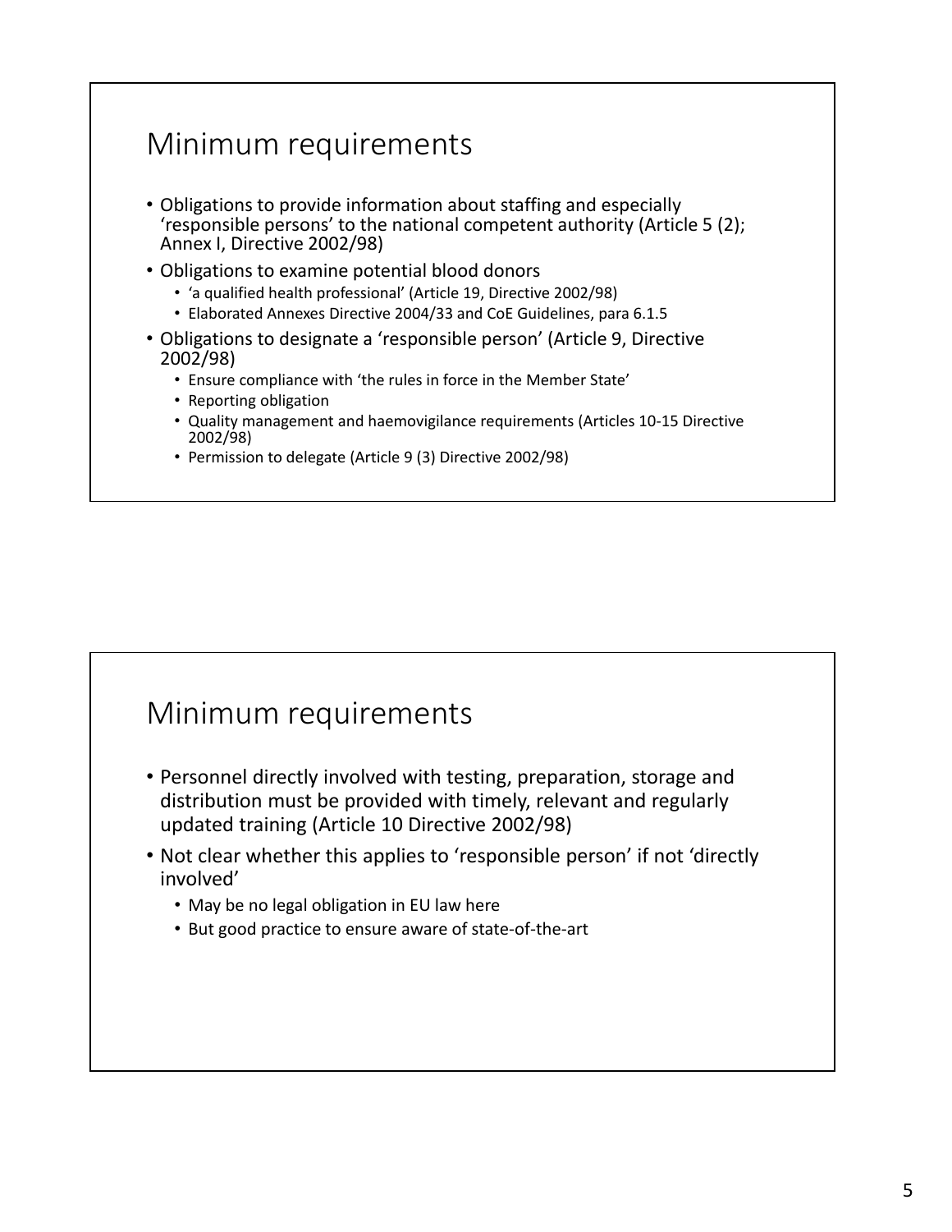## Minimum requirements

- Obligations to provide information about staffing and especially 'responsible persons' to the national competent authority (Article 5 (2); Annex I, Directive 2002/98)
- Obligations to examine potential blood donors
  - 'a qualified health professional' (Article 19, Directive 2002/98)
  - Elaborated Annexes Directive 2004/33 and CoE Guidelines, para 6.1.5
- Obligations to designate a 'responsible person' (Article 9, Directive 2002/98)
  - Ensure compliance with 'the rules in force in the Member State'
  - Reporting obligation
  - Quality management and haemovigilance requirements (Articles 10-15 Directive 2002/98)
  - Permission to delegate (Article 9 (3) Directive 2002/98)

## Minimum requirements

- Personnel directly involved with testing, preparation, storage and distribution must be provided with timely, relevant and regularly updated training (Article 10 Directive 2002/98)
- Not clear whether this applies to 'responsible person' if not 'directly involved'
  - May be no legal obligation in EU law here
  - But good practice to ensure aware of state-of-the-art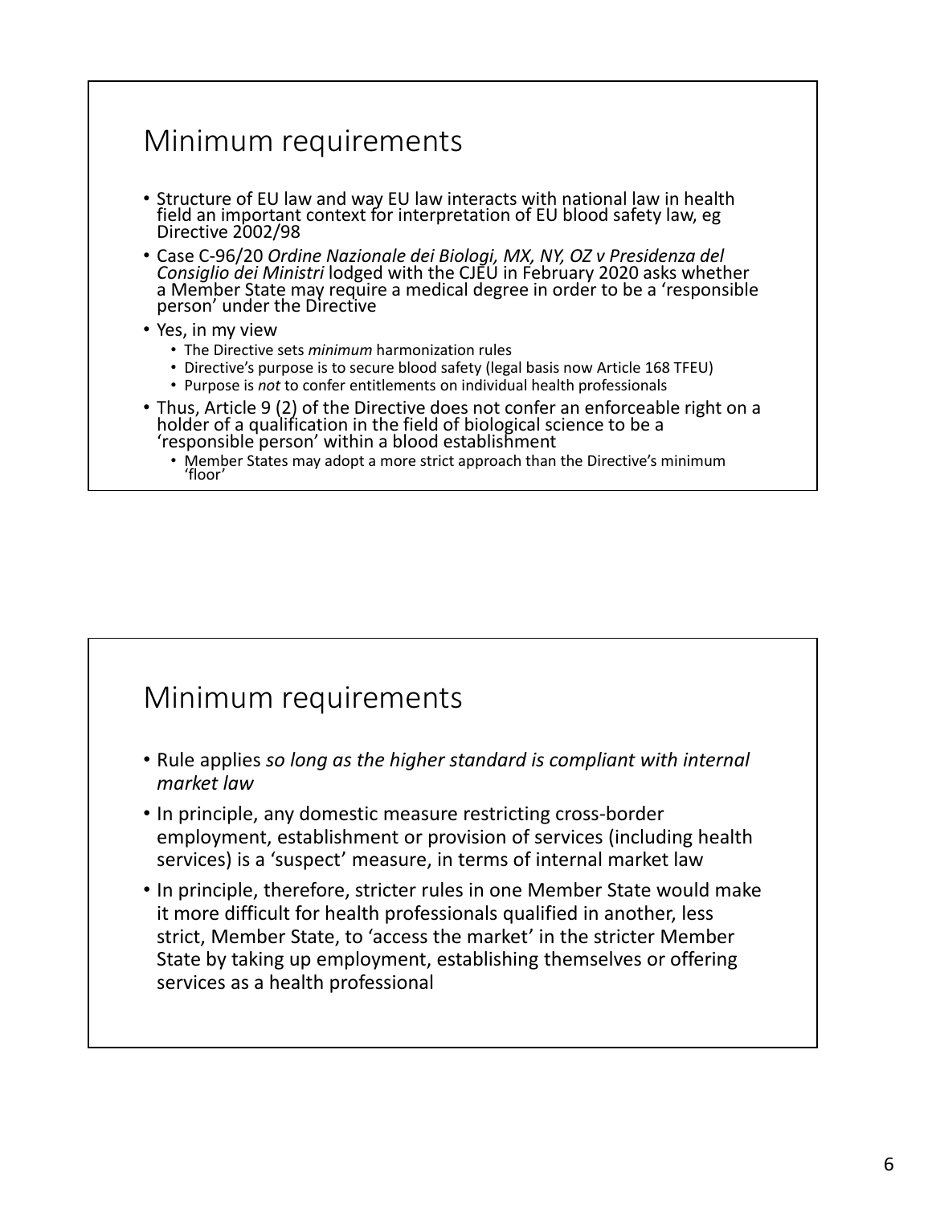## Minimum requirements

- Structure of EU law and way EU law interacts with national law in health field an important context for interpretation of EU blood safety law, eg Directive 2002/98
- Case C-96/20 *Ordine Nazionale dei Biologi, MX, NY, OZ v Presidenza del Consiglio dei Ministri* lodged with the CJEU in February 2020 asks whether a Member State may require a medical degree in order to be a 'responsible person' under the Directive
- Yes, in my view
  - The Directive sets *minimum* harmonization rules
  - Directive's purpose is to secure blood safety (legal basis now Article 168 TFEU)
  - Purpose is *not* to confer entitlements on individual health professionals
- Thus, Article 9 (2) of the Directive does not confer an enforceable right on a holder of a qualification in the field of biological science to be a 'responsible person' within a blood establishment
  - Member States may adopt a more strict approach than the Directive's minimum 'floor'

## Minimum requirements

- Rule applies *so long as the higher standard is compliant with internal market law*
- In principle, any domestic measure restricting cross-border employment, establishment or provision of services (including health services) is a 'suspect' measure, in terms of internal market law
- In principle, therefore, stricter rules in one Member State would make it more difficult for health professionals qualified in another, less strict, Member State, to 'access the market' in the stricter Member State by taking up employment, establishing themselves or offering services as a health professional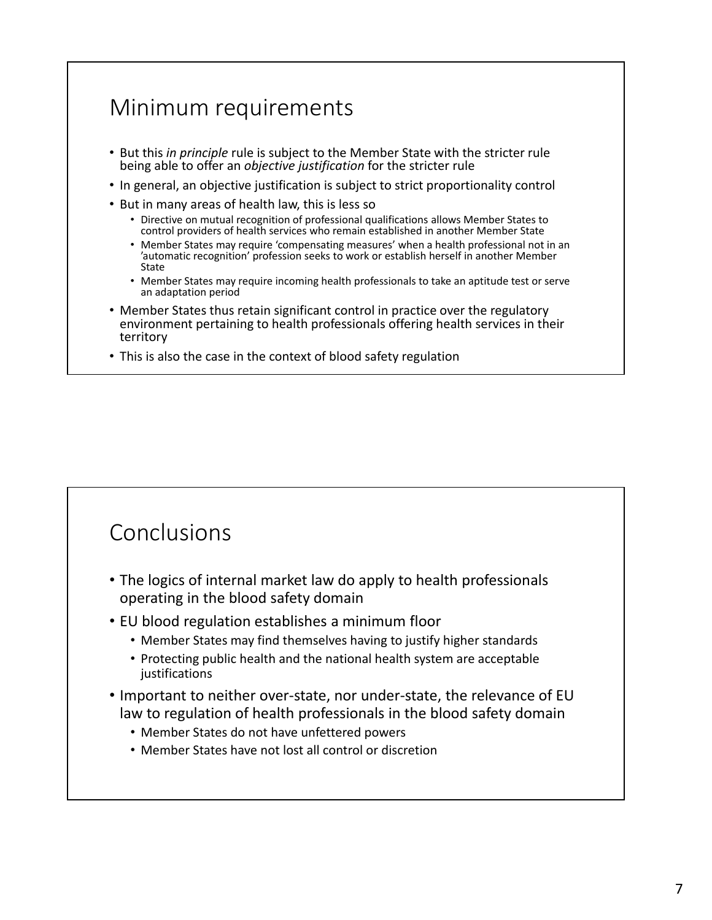## Minimum requirements

- But this *in principle* rule is subject to the Member State with the stricter rule being able to offer an *objective justification* for the stricter rule
- In general, an objective justification is subject to strict proportionality control
- But in many areas of health law, this is less so
  - Directive on mutual recognition of professional qualifications allows Member States to control providers of health services who remain established in another Member State
  - Member States may require 'compensating measures' when a health professional not in an 'automatic recognition' profession seeks to work or establish herself in another Member State
  - Member States may require incoming health professionals to take an aptitude test or serve an adaptation period
- Member States thus retain significant control in practice over the regulatory environment pertaining to health professionals offering health services in their territory
- This is also the case in the context of blood safety regulation

## Conclusions

- The logics of internal market law do apply to health professionals operating in the blood safety domain
- EU blood regulation establishes a minimum floor
  - Member States may find themselves having to justify higher standards
  - Protecting public health and the national health system are acceptable justifications
- Important to neither over-state, nor under-state, the relevance of EU law to regulation of health professionals in the blood safety domain
  - Member States do not have unfettered powers
  - Member States have not lost all control or discretion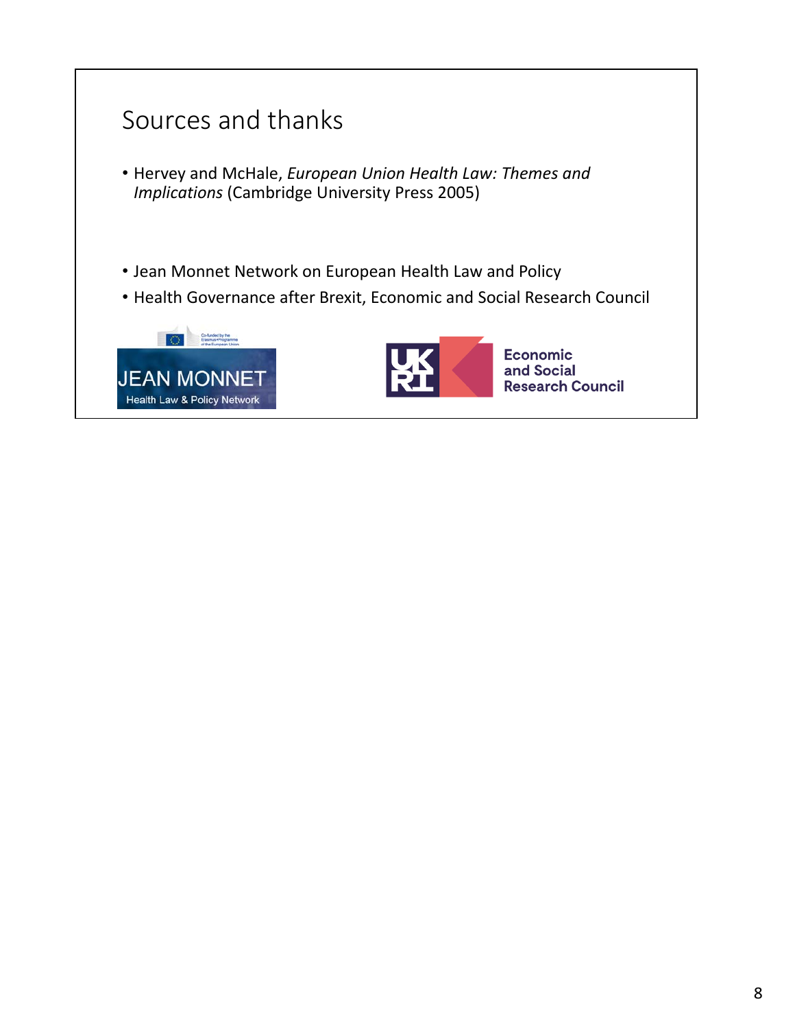# Sources and thanks

- Hervey and McHale, *European Union Health Law: Themes and Implications* (Cambridge University Press 2005)

- Jean Monnet Network on European Health Law and Policy
- Health Governance after Brexit, Economic and Social Research Council

Co-funded by the Erasmus+ Programme of the European Union

JEAN MONNET
Health Law & Policy Network

UK RI
Economic and Social Research Council